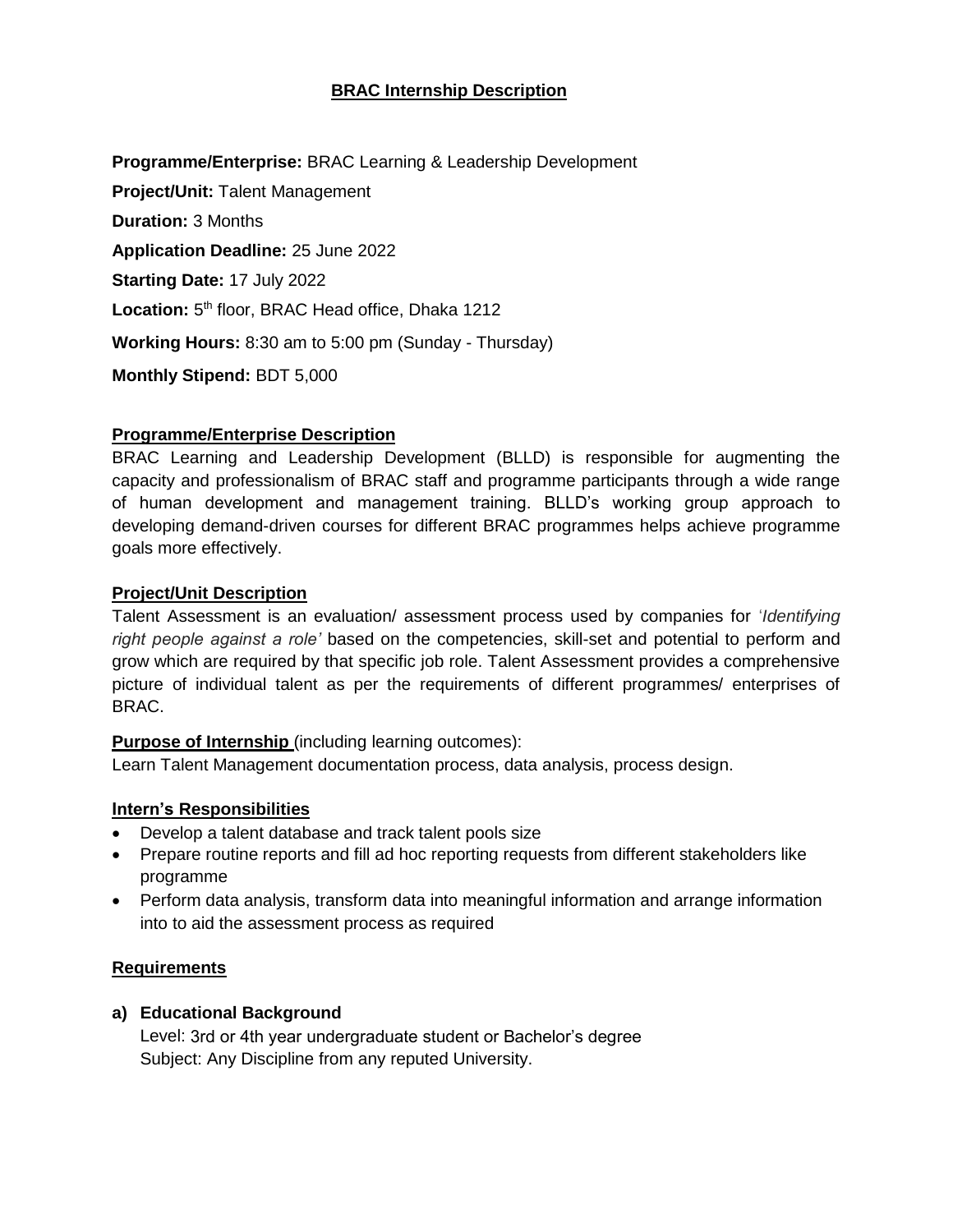# BRAC Internship Description

**Programme/Enterprise:** BRAC Learning & Leadership Development

**Project/Unit:** Talent Management

**Duration:** 3 Months

**Application Deadline:** 25 June 2022

**Starting Date:** 17 July 2022

**Location:** 5th floor, BRAC Head office, Dhaka 1212

**Working Hours:** 8:30 am to 5:00 pm (Sunday - Thursday)

**Monthly Stipend:** BDT 5,000

## Programme/Enterprise Description

BRAC Learning and Leadership Development (BLLD) is responsible for augmenting the capacity and professionalism of BRAC staff and programme participants through a wide range of human development and management training. BLLD's working group approach to developing demand-driven courses for different BRAC programmes helps achieve programme goals more effectively.

## Project/Unit Description

Talent Assessment is an evaluation/ assessment process used by companies for '*Identifying right people against a role'* based on the competencies, skill-set and potential to perform and grow which are required by that specific job role. Talent Assessment provides a comprehensive picture of individual talent as per the requirements of different programmes/ enterprises of BRAC.

**Purpose of Internship** (including learning outcomes):
Learn Talent Management documentation process, data analysis, process design.

## Intern's Responsibilities

- Develop a talent database and track talent pools size
- Prepare routine reports and fill ad hoc reporting requests from different stakeholders like programme
- Perform data analysis, transform data into meaningful information and arrange information into to aid the assessment process as required

## Requirements

**a) Educational Background**

Level: 3rd or 4th year undergraduate student or Bachelor's degree
Subject: Any Discipline from any reputed University.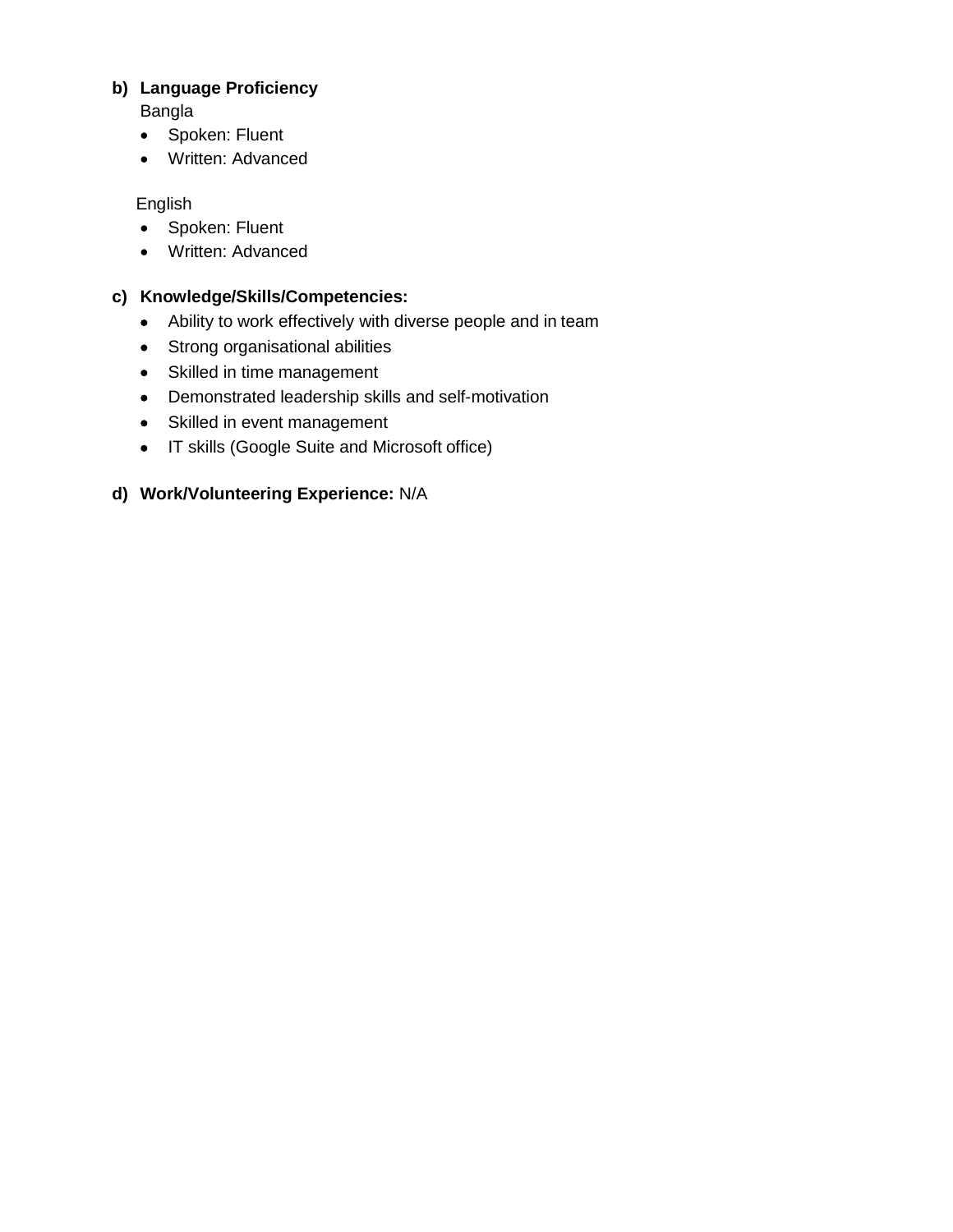**b) Language Proficiency**

Bangla

- Spoken: Fluent
- Written: Advanced

English

- Spoken: Fluent
- Written: Advanced

**c) Knowledge/Skills/Competencies:**

- Ability to work effectively with diverse people and in team
- Strong organisational abilities
- Skilled in time management
- Demonstrated leadership skills and self-motivation
- Skilled in event management
- IT skills (Google Suite and Microsoft office)

**d) Work/Volunteering Experience:** N/A